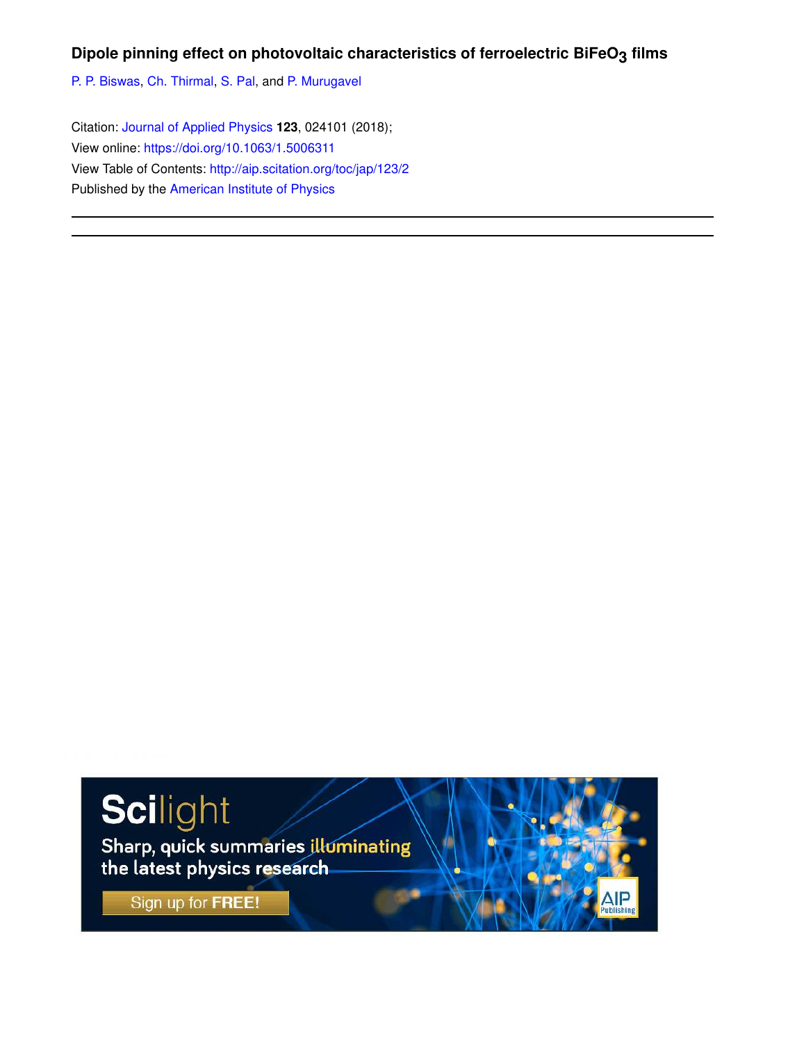# Dipole pinning effect on photovoltaic characteristics of ferroelectric $BiFeO_3$ films

P. P. Biswas, Ch. Thirmal, S. Pal, and P. Murugavel

Citation: Journal of Applied Physics **123**, 024101 (2018);
View online: https://doi.org/10.1063/1.5006311
View Table of Contents: http://aip.scitation.org/toc/jap/123/2
Published by the American Institute of Physics

Scilight
Sharp, quick summaries illuminating the latest physics research
Sign up for FREE!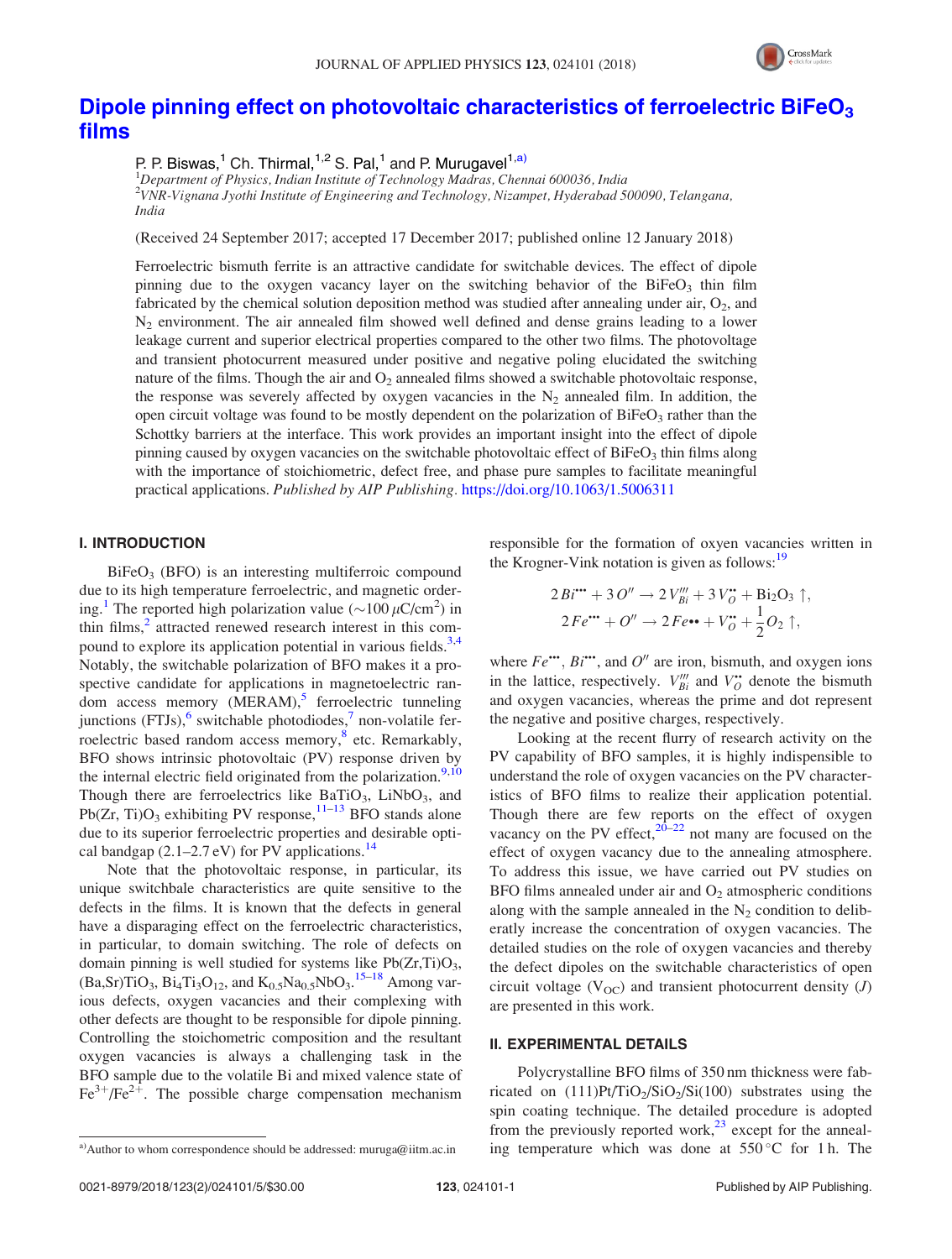# Dipole pinning effect on photovoltaic characteristics of ferroelectric $BiFeO_3$ films

P. P. Biswas,[1] Ch. Thirmal,[1,2] S. Pal,[1] and P. Murugavel[1,a)]

[1]*Department of Physics, Indian Institute of Technology Madras, Chennai 600036, India*
[2]*VNR-Vignana Jyothi Institute of Engineering and Technology, Nizampet, Hyderabad 500090, Telangana, India*

(Received 24 September 2017; accepted 17 December 2017; published online 12 January 2018)

Ferroelectric bismuth ferrite is an attractive candidate for switchable devices. The effect of dipole pinning due to the oxygen vacancy layer on the switching behavior of the $BiFeO_3$ thin film fabricated by the chemical solution deposition method was studied after annealing under air, $O_2$, and $N_2$ environment. The air annealed film showed well defined and dense grains leading to a lower leakage current and superior electrical properties compared to the other two films. The photovoltage and transient photocurrent measured under positive and negative poling elucidated the switching nature of the films. Though the air and $O_2$ annealed films showed a switchable photovoltaic response, the response was severely affected by oxygen vacancies in the $N_2$ annealed film. In addition, the open circuit voltage was found to be mostly dependent on the polarization of $BiFeO_3$ rather than the Schottky barriers at the interface. This work provides an important insight into the effect of dipole pinning caused by oxygen vacancies on the switchable photovoltaic effect of $BiFeO_3$ thin films along with the importance of stoichiometric, defect free, and phase pure samples to facilitate meaningful practical applications. *Published by AIP Publishing.* https://doi.org/10.1063/1.5006311

## I. INTRODUCTION

$BiFeO_3$ (BFO) is an interesting multiferroic compound due to its high temperature ferroelectric, and magnetic ordering.[1] The reported high polarization value (~100 $\mu$C/cm$^2$) in thin films,[2] attracted renewed research interest in this compound to explore its application potential in various fields.[3,4] Notably, the switchable polarization of BFO makes it a prospective candidate for applications in magnetoelectric random access memory (MERAM),[5] ferroelectric tunneling junctions (FTJs),[6] switchable photodiodes,[7] non-volatile ferroelectric based random access memory,[8] etc. Remarkably, BFO shows intrinsic photovoltaic (PV) response driven by the internal electric field originated from the polarization.[9,10] Though there are ferroelectrics like $BaTiO_3$, $LiNbO_3$, and $Pb(Zr, Ti)O_3$ exhibiting PV response,[11–13] BFO stands alone due to its superior ferroelectric properties and desirable optical bandgap (2.1–2.7 eV) for PV applications.[14]

Note that the photovoltaic response, in particular, its unique switchbale characteristics are quite sensitive to the defects in the films. It is known that the defects in general have a disparaging effect on the ferroelectric characteristics, in particular, to domain switching. The role of defects on domain pinning is well studied for systems like $Pb(Zr,Ti)O_3$, $(Ba,Sr)TiO_3$, $Bi_4Ti_3O_{12}$, and $K_{0.5}Na_{0.5}NbO_3$.[15–18] Among various defects, oxygen vacancies and their complexing with other defects are thought to be responsible for dipole pinning. Controlling the stoichiometric composition and the resultant oxygen vacancies is always a challenging task in the BFO sample due to the volatile Bi and mixed valence state of $Fe^{3+}/Fe^{2+}$. The possible charge compensation mechanism responsible for the formation of oxyen vacancies written in the Krogner-Vink notation is given as follows:[19]

$$2\,Bi^{\bullet\bullet\bullet} + 3\,O'' \rightarrow 2\,V_{Bi}^{'''} + 3\,V_{O}^{\bullet\bullet} + \mathrm{Bi_2O_3}\uparrow,$$

$$2\,Fe^{\bullet\bullet\bullet} + O'' \rightarrow 2\,Fe^{\bullet\bullet} + V_{O}^{\bullet\bullet} + \frac{1}{2}O_2\uparrow,$$

where $Fe^{\bullet\bullet\bullet}$, $Bi^{\bullet\bullet\bullet}$, and $O''$ are iron, bismuth, and oxygen ions in the lattice, respectively. $V_{Bi}^{'''}$ and $V_{O}^{\bullet\bullet}$ denote the bismuth and oxygen vacancies, whereas the prime and dot represent the negative and positive charges, respectively.

Looking at the recent flurry of research activity on the PV capability of BFO samples, it is highly indispensible to understand the role of oxygen vacancies on the PV characteristics of BFO films to realize their application potential. Though there are few reports on the effect of oxygen vacancy on the PV effect,[20–22] not many are focused on the effect of oxygen vacancy due to the annealing atmosphere. To address this issue, we have carried out PV studies on BFO films annealed under air and $O_2$ atmospheric conditions along with the sample annealed in the $N_2$ condition to deliberatly increase the concentration of oxygen vacancies. The detailed studies on the role of oxygen vacancies and thereby the defect dipoles on the switchable characteristics of open circuit voltage ($V_{OC}$) and transient photocurrent density ($J$) are presented in this work.

## II. EXPERIMENTAL DETAILS

Polycrystalline BFO films of 350 nm thickness were fabricated on $(111)Pt/TiO_2/SiO_2/Si(100)$ substrates using the spin coating technique. The detailed procedure is adopted from the previously reported work,[23] except for the annealing temperature which was done at 550 °C for 1 h. The

a)Author to whom correspondence should be addressed: muruga@iitm.ac.in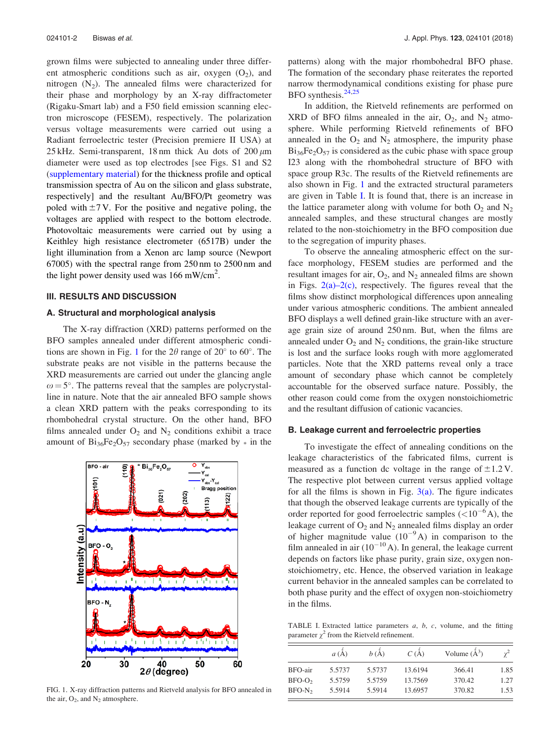grown films were subjected to annealing under three different atmospheric conditions such as air, oxygen ($O_2$), and nitrogen ($N_2$). The annealed films were characterized for their phase and morphology by an X-ray diffractometer (Rigaku-Smart lab) and a F50 field emission scanning electron microscope (FESEM), respectively. The polarization versus voltage measurements were carried out using a Radiant ferroelectric tester (Precision premiere II USA) at 25 kHz. Semi-transparent, 18 nm thick Au dots of 200 $\mu$m diameter were used as top electrodes [see Figs. S1 and S2 (supplementary material) for the thickness profile and optical transmission spectra of Au on the silicon and glass substrate, respectively] and the resultant Au/BFO/Pt geometry was poled with $\pm$7 V. For the positive and negative poling, the voltages are applied with respect to the bottom electrode. Photovoltaic measurements were carried out by using a Keithley high resistance electrometer (6517B) under the light illumination from a Xenon arc lamp source (Newport 67005) with the spectral range from 250 nm to 2500 nm and the light power density used was 166 mW/cm$^2$.

## III. RESULTS AND DISCUSSION

### A. Structural and morphological analysis

The X-ray diffraction (XRD) patterns performed on the BFO samples annealed under different atmospheric conditions are shown in Fig. 1 for the 2$\theta$ range of 20° to 60°. The substrate peaks are not visible in the patterns because the XRD measurements are carried out under the glancing angle $\omega = 5°$. The patterns reveal that the samples are polycrystalline in nature. Note that the air annealed BFO sample shows a clean XRD pattern with the peaks corresponding to its rhombohedral crystal structure. On the other hand, BFO films annealed under $O_2$ and $N_2$ conditions exhibit a trace amount of $Bi_{36}Fe_2O_{57}$ secondary phase (marked by * in the patterns) along with the major rhombohedral BFO phase. The formation of the secondary phase reiterates the reported narrow thermodynamical conditions existing for phase pure BFO synthesis.[24,25]

FIG. 1. X-ray diffraction patterns and Rietveld analysis for BFO annealed in the air, $O_2$, and $N_2$ atmosphere.

In addition, the Rietveld refinements are performed on XRD of BFO films annealed in the air, $O_2$, and $N_2$ atmosphere. While performing Rietveld refinements of BFO annealed in the $O_2$ and $N_2$ atmosphere, the impurity phase $Bi_{36}Fe_2O_{57}$ is considered as the cubic phase with space group I23 along with the rhombohedral structure of BFO with space group R3c. The results of the Rietveld refinements are also shown in Fig. 1 and the extracted structural parameters are given in Table I. It is found that, there is an increase in the lattice parameter along with volume for both $O_2$ and $N_2$ annealed samples, and these structural changes are mostly related to the non-stoichiometry in the BFO composition due to the segregation of impurity phases.

To observe the annealing atmospheric effect on the surface morphology, FESEM studies are performed and the resultant images for air, $O_2$, and $N_2$ annealed films are shown in Figs. 2(a)–2(c), respectively. The figures reveal that the films show distinct morphological differences upon annealing under various atmospheric conditions. The ambient annealed BFO displays a well defined grain-like structure with an average grain size of around 250 nm. But, when the films are annealed under $O_2$ and $N_2$ conditions, the grain-like structure is lost and the surface looks rough with more agglomerated particles. Note that the XRD patterns reveal only a trace amount of secondary phase which cannot be completely accountable for the observed surface nature. Possibly, the other reason could come from the oxygen nonstoichiometric and the resultant diffusion of cationic vacancies.

### B. Leakage current and ferroelectric properties

To investigate the effect of annealing conditions on the leakage characteristics of the fabricated films, current is measured as a function dc voltage in the range of $\pm$1.2 V. The respective plot between current versus applied voltage for all the films is shown in Fig. 3(a). The figure indicates that though the observed leakage currents are typically of the order reported for good ferroelectric samples ($<10^{-6}$ A), the leakage current of $O_2$ and $N_2$ annealed films display an order of higher magnitude value ($10^{-9}$ A) in comparison to the film annealed in air ($10^{-10}$ A). In general, the leakage current depends on factors like phase purity, grain size, oxygen non-stoichiometry, etc. Hence, the observed variation in leakage current behavior in the annealed samples can be correlated to both phase purity and the effect of oxygen non-stoichiometry in the films.

TABLE I. Extracted lattice parameters $a$, $b$, $c$, volume, and the fitting parameter $\chi^2$ from the Rietveld refinement.

| | $a$ (Å) | $b$ (Å) | $C$ (Å) | Volume (Å$^3$) | $\chi^2$ |
|---|---|---|---|---|---|
| BFO-air | 5.5737 | 5.5737 | 13.6194 | 366.41 | 1.85 |
| BFO-$O_2$ | 5.5759 | 5.5759 | 13.7569 | 370.42 | 1.27 |
| BFO-$N_2$ | 5.5914 | 5.5914 | 13.6957 | 370.82 | 1.53 |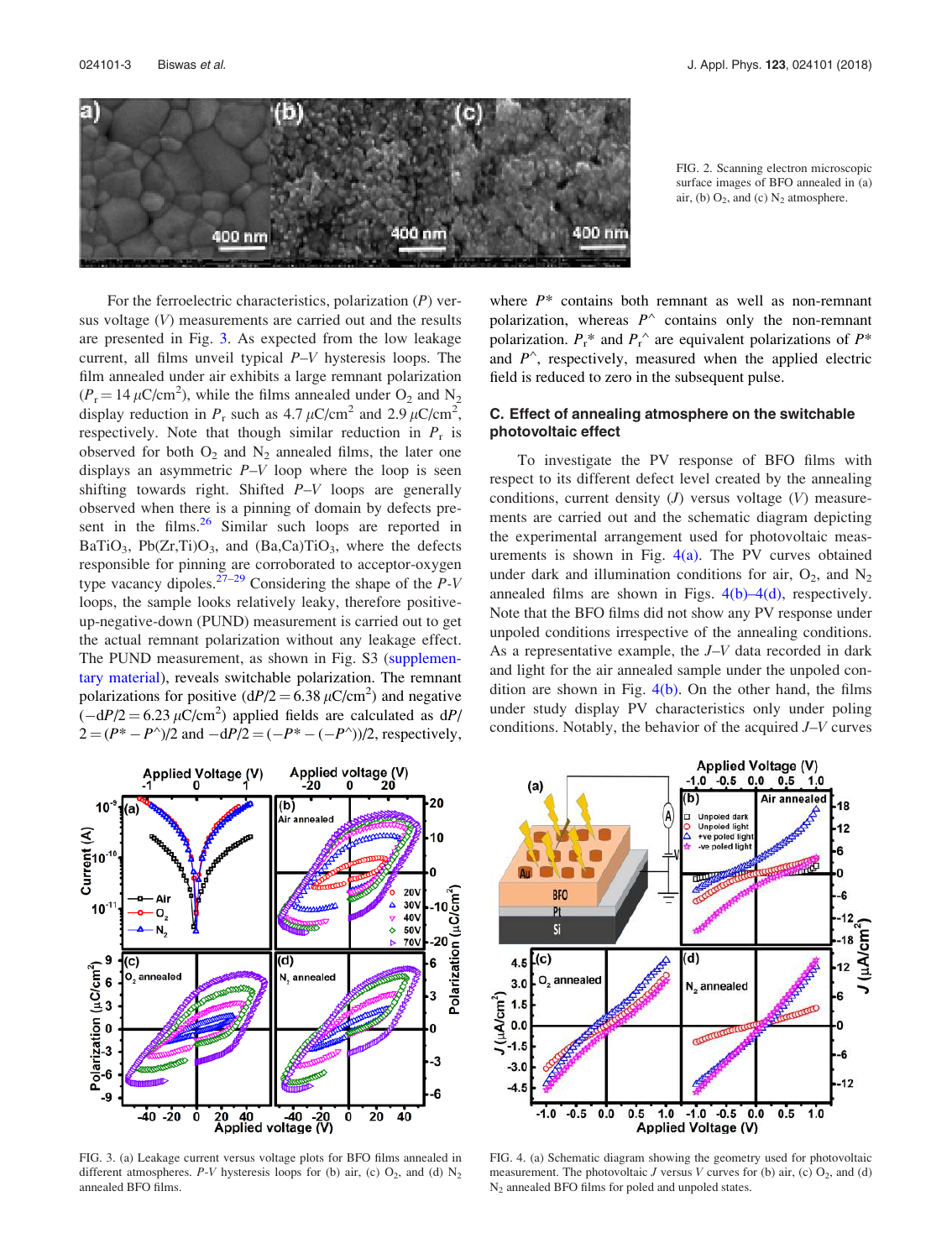FIG. 2. Scanning electron microscopic surface images of BFO annealed in (a) air, (b) $O_2$, and (c) $N_2$ atmosphere.

For the ferroelectric characteristics, polarization ($P$) versus voltage ($V$) measurements are carried out and the results are presented in Fig. 3. As expected from the low leakage current, all films unveil typical $P$–$V$ hysteresis loops. The film annealed under air exhibits a large remnant polarization ($P_r = 14\,\mu C/cm^2$), while the films annealed under $O_2$ and $N_2$ display reduction in $P_r$ such as 4.7 $\mu C/cm^2$ and 2.9 $\mu C/cm^2$, respectively. Note that though similar reduction in $P_r$ is observed for both $O_2$ and $N_2$ annealed films, the later one displays an asymmetric $P$–$V$ loop where the loop is seen shifting towards right. Shifted $P$–$V$ loops are generally observed when there is a pinning of domain by defects present in the films.[26] Similar such loops are reported in $BaTiO_3$, $Pb(Zr,Ti)O_3$, and $(Ba,Ca)TiO_3$, where the defects responsible for pinning are corroborated to acceptor-oxygen type vacancy dipoles.[27–29] Considering the shape of the $P$-$V$ loops, the sample looks relatively leaky, therefore positive-up-negative-down (PUND) measurement is carried out to get the actual remnant polarization without any leakage effect. The PUND measurement, as shown in Fig. S3 (supplementary material), reveals switchable polarization. The remnant polarizations for positive ($dP/2 = 6.38\,\mu C/cm^2$) and negative ($-dP/2 = 6.23\,\mu C/cm^2$) applied fields are calculated as $dP/2 = (P^* - P^{\wedge})/2$ and $-dP/2 = (-P^* - (-P^{\wedge}))/2$, respectively, where $P^*$ contains both remnant as well as non-remnant polarization, whereas $P^{\wedge}$ contains only the non-remnant polarization. $P_r^*$ and $P_r^{\wedge}$ are equivalent polarizations of $P^*$ and $P^{\wedge}$, respectively, measured when the applied electric field is reduced to zero in the subsequent pulse.

### C. Effect of annealing atmosphere on the switchable photovoltaic effect

To investigate the PV response of BFO films with respect to its different defect level created by the annealing conditions, current density ($J$) versus voltage ($V$) measurements are carried out and the schematic diagram depicting the experimental arrangement used for photovoltaic measurements is shown in Fig. 4(a). The PV curves obtained under dark and illumination conditions for air, $O_2$, and $N_2$ annealed films are shown in Figs. 4(b)–4(d), respectively. Note that the BFO films did not show any PV response under unpoled conditions irrespective of the annealing conditions. As a representative example, the $J$–$V$ data recorded in dark and light for the air annealed sample under the unpoled condition are shown in Fig. 4(b). On the other hand, the films under study display PV characteristics only under poling conditions. Notably, the behavior of the acquired $J$–$V$ curves

FIG. 3. (a) Leakage current versus voltage plots for BFO films annealed in different atmospheres. $P$-$V$ hysteresis loops for (b) air, (c) $O_2$, and (d) $N_2$ annealed BFO films.

FIG. 4. (a) Schematic diagram showing the geometry used for photovoltaic measurement. The photovoltaic $J$ versus $V$ curves for (b) air, (c) $O_2$, and (d) $N_2$ annealed BFO films for poled and unpoled states.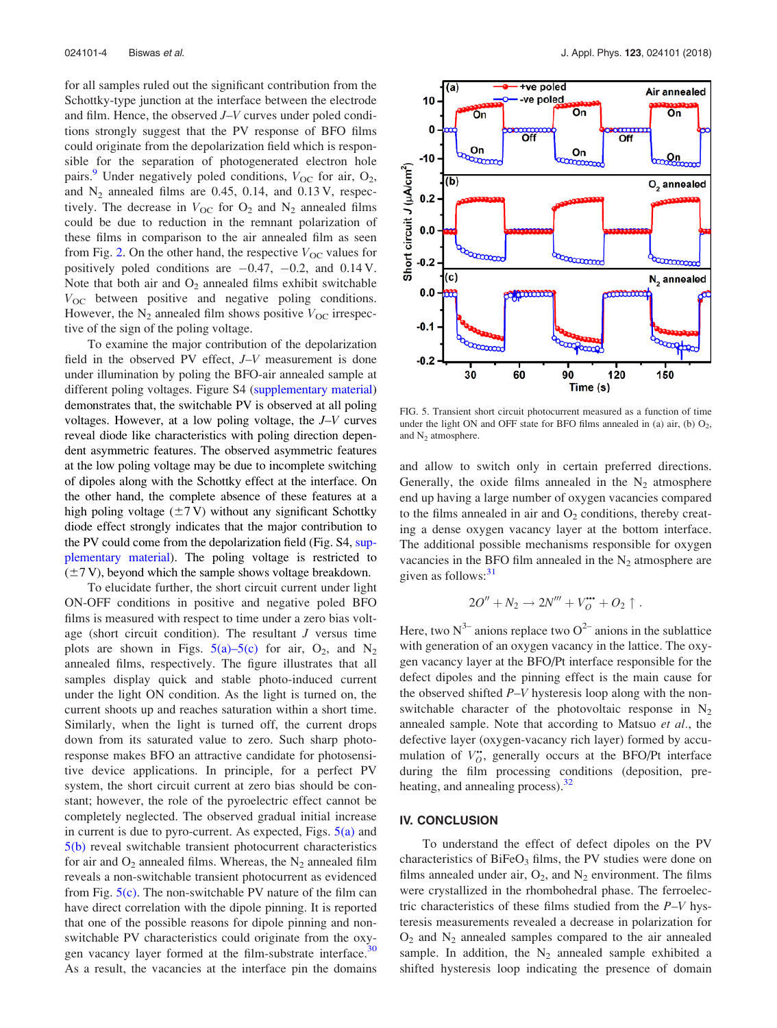for all samples ruled out the significant contribution from the Schottky-type junction at the interface between the electrode and film. Hence, the observed *J–V* curves under poled conditions strongly suggest that the PV response of BFO films could originate from the depolarization field which is responsible for the separation of photogenerated electron hole pairs.[9] Under negatively poled conditions, $V_{OC}$ for air, $O_2$, and $N_2$ annealed films are 0.45, 0.14, and 0.13 V, respectively. The decrease in $V_{OC}$ for $O_2$ and $N_2$ annealed films could be due to reduction in the remnant polarization of these films in comparison to the air annealed film as seen from Fig. 2. On the other hand, the respective $V_{OC}$ values for positively poled conditions are −0.47, −0.2, and 0.14 V. Note that both air and $O_2$ annealed films exhibit switchable $V_{OC}$ between positive and negative poling conditions. However, the $N_2$ annealed film shows positive $V_{OC}$ irrespective of the sign of the poling voltage.

To examine the major contribution of the depolarization field in the observed PV effect, *J–V* measurement is done under illumination by poling the BFO-air annealed sample at different poling voltages. Figure S4 (supplementary material) demonstrates that, the switchable PV is observed at all poling voltages. However, at a low poling voltage, the *J–V* curves reveal diode like characteristics with poling direction dependent asymmetric features. The observed asymmetric features at the low poling voltage may be due to incomplete switching of dipoles along with the Schottky effect at the interface. On the other hand, the complete absence of these features at a high poling voltage (±7 V) without any significant Schottky diode effect strongly indicates that the major contribution to the PV could come from the depolarization field (Fig. S4, supplementary material). The poling voltage is restricted to (±7 V), beyond which the sample shows voltage breakdown.

To elucidate further, the short circuit current under light ON-OFF conditions in positive and negative poled BFO films is measured with respect to time under a zero bias voltage (short circuit condition). The resultant *J* versus time plots are shown in Figs. 5(a)–5(c) for air, $O_2$, and $N_2$ annealed films, respectively. The figure illustrates that all samples display quick and stable photo-induced current under the light ON condition. As the light is turned on, the current shoots up and reaches saturation within a short time. Similarly, when the light is turned off, the current drops down from its saturated value to zero. Such sharp photoresponse makes BFO an attractive candidate for photosensitive device applications. In principle, for a perfect PV system, the short circuit current at zero bias should be constant; however, the role of the pyroelectric effect cannot be completely neglected. The observed gradual initial increase in current is due to pyro-current. As expected, Figs. 5(a) and 5(b) reveal switchable transient photocurrent characteristics for air and $O_2$ annealed films. Whereas, the $N_2$ annealed film reveals a non-switchable transient photocurrent as evidenced from Fig. 5(c). The non-switchable PV nature of the film can have direct correlation with the dipole pinning. It is reported that one of the possible reasons for dipole pinning and non-switchable PV characteristics could originate from the oxygen vacancy layer formed at the film-substrate interface.[30] As a result, the vacancies at the interface pin the domains

FIG. 5. Transient short circuit photocurrent measured as a function of time under the light ON and OFF state for BFO films annealed in (a) air, (b) $O_2$, and $N_2$ atmosphere.

and allow to switch only in certain preferred directions. Generally, the oxide films annealed in the $N_2$ atmosphere end up having a large number of oxygen vacancies compared to the films annealed in air and $O_2$ conditions, thereby creating a dense oxygen vacancy layer at the bottom interface. The additional possible mechanisms responsible for oxygen vacancies in the BFO film annealed in the $N_2$ atmosphere are given as follows:[31]

$$2O'' + N_2 \rightarrow 2N''' + V_O^{\bullet\bullet\bullet} + O_2\uparrow .$$

Here, two $N^{3-}$ anions replace two $O^{2-}$ anions in the sublattice with generation of an oxygen vacancy in the lattice. The oxygen vacancy layer at the BFO/Pt interface responsible for the defect dipoles and the pinning effect is the main cause for the observed shifted *P–V* hysteresis loop along with the non-switchable character of the photovoltaic response in $N_2$ annealed sample. Note that according to Matsuo *et al.*, the defective layer (oxygen-vacancy rich layer) formed by accumulation of $V_O^{\bullet\bullet}$, generally occurs at the BFO/Pt interface during the film processing conditions (deposition, preheating, and annealing process).[32]

## IV. CONCLUSION

To understand the effect of defect dipoles on the PV characteristics of $BiFeO_3$ films, the PV studies were done on films annealed under air, $O_2$, and $N_2$ environment. The films were crystallized in the rhombohedral phase. The ferroelectric characteristics of these films studied from the *P–V* hysteresis measurements revealed a decrease in polarization for $O_2$ and $N_2$ annealed samples compared to the air annealed sample. In addition, the $N_2$ annealed sample exhibited a shifted hysteresis loop indicating the presence of domain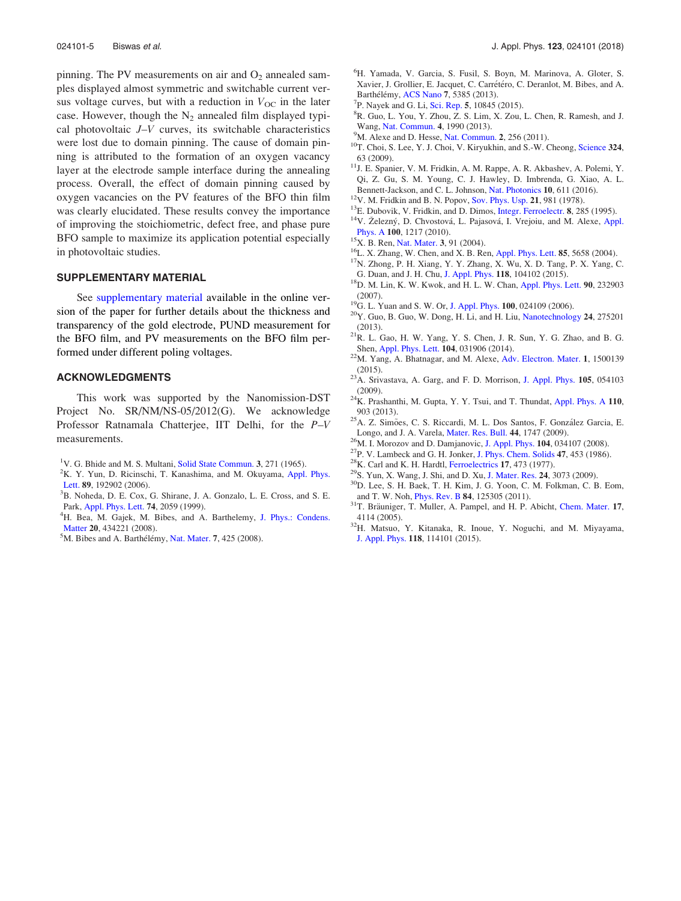pinning. The PV measurements on air and $O_2$ annealed samples displayed almost symmetric and switchable current versus voltage curves, but with a reduction in $V_{OC}$ in the later case. However, though the $N_2$ annealed film displayed typical photovoltaic *J*–*V* curves, its switchable characteristics were lost due to domain pinning. The cause of domain pinning is attributed to the formation of an oxygen vacancy layer at the electrode sample interface during the annealing process. Overall, the effect of domain pinning caused by oxygen vacancies on the PV features of the BFO thin film was clearly elucidated. These results convey the importance of improving the stoichiometric, defect free, and phase pure BFO sample to maximize its application potential especially in photovoltaic studies.

## SUPPLEMENTARY MATERIAL

See supplementary material available in the online version of the paper for further details about the thickness and transparency of the gold electrode, PUND measurement for the BFO film, and PV measurements on the BFO film performed under different poling voltages.

## ACKNOWLEDGMENTS

This work was supported by the Nanomission-DST Project No. SR/NM/NS-05/2012(G). We acknowledge Professor Ratnamala Chatterjee, IIT Delhi, for the *P*–*V* measurements.

[1] V. G. Bhide and M. S. Multani, Solid State Commun. **3**, 271 (1965).
[2] K. Y. Yun, D. Ricinschi, T. Kanashima, and M. Okuyama, Appl. Phys. Lett. **89**, 192902 (2006).
[3] B. Noheda, D. E. Cox, G. Shirane, J. A. Gonzalo, L. E. Cross, and S. E. Park, Appl. Phys. Lett. **74**, 2059 (1999).
[4] H. Bea, M. Gajek, M. Bibes, and A. Barthelemy, J. Phys.: Condens. Matter **20**, 434221 (2008).
[5] M. Bibes and A. Barthélémy, Nat. Mater. **7**, 425 (2008).
[6] H. Yamada, V. Garcia, S. Fusil, S. Boyn, M. Marinova, A. Gloter, S. Xavier, J. Grollier, E. Jacquet, C. Carrétéro, C. Deranlot, M. Bibes, and A. Barthélémy, ACS Nano **7**, 5385 (2013).
[7] P. Nayek and G. Li, Sci. Rep. **5**, 10845 (2015).
[8] R. Guo, L. You, Y. Zhou, Z. S. Lim, X. Zou, L. Chen, R. Ramesh, and J. Wang, Nat. Commun. **4**, 1990 (2013).
[9] M. Alexe and D. Hesse, Nat. Commun. **2**, 256 (2011).
[10] T. Choi, S. Lee, Y. J. Choi, V. Kiryukhin, and S.-W. Cheong, Science **324**, 63 (2009).
[11] J. E. Spanier, V. M. Fridkin, A. M. Rappe, A. R. Akbashev, A. Polemi, Y. Qi, Z. Gu, S. M. Young, C. J. Hawley, D. Imbrenda, G. Xiao, A. L. Bennett-Jackson, and C. L. Johnson, Nat. Photonics **10**, 611 (2016).
[12] V. M. Fridkin and B. N. Popov, Sov. Phys. Usp. **21**, 981 (1978).
[13] E. Dubovik, V. Fridkin, and D. Dimos, Integr. Ferroelectr. **8**, 285 (1995).
[14] V. Železný, D. Chvostová, L. Pajasová, I. Vrejoiu, and M. Alexe, Appl. Phys. A **100**, 1217 (2010).
[15] X. B. Ren, Nat. Mater. **3**, 91 (2004).
[16] L. X. Zhang, W. Chen, and X. B. Ren, Appl. Phys. Lett. **85**, 5658 (2004).
[17] N. Zhong, P. H. Xiang, Y. Y. Zhang, X. Wu, X. D. Tang, P. X. Yang, C. G. Duan, and J. H. Chu, J. Appl. Phys. **118**, 104102 (2015).
[18] D. M. Lin, K. W. Kwok, and H. L. W. Chan, Appl. Phys. Lett. **90**, 232903 (2007).
[19] G. L. Yuan and S. W. Or, J. Appl. Phys. **100**, 024109 (2006).
[20] Y. Guo, B. Guo, W. Dong, H. Li, and H. Liu, Nanotechnology **24**, 275201 (2013).
[21] R. L. Gao, H. W. Yang, Y. S. Chen, J. R. Sun, Y. G. Zhao, and B. G. Shen, Appl. Phys. Lett. **104**, 031906 (2014).
[22] M. Yang, A. Bhatnagar, and M. Alexe, Adv. Electron. Mater. **1**, 1500139 (2015).
[23] A. Srivastava, A. Garg, and F. D. Morrison, J. Appl. Phys. **105**, 054103 (2009).
[24] K. Prashanthi, M. Gupta, Y. Y. Tsui, and T. Thundat, Appl. Phys. A **110**, 903 (2013).
[25] A. Z. Simões, C. S. Riccardi, M. L. Dos Santos, F. González Garcia, E. Longo, and J. A. Varela, Mater. Res. Bull. **44**, 1747 (2009).
[26] M. I. Morozov and D. Damjanovic, J. Appl. Phys. **104**, 034107 (2008).
[27] P. V. Lambeck and G. H. Jonker, J. Phys. Chem. Solids **47**, 453 (1986).
[28] K. Carl and K. H. Hardtl, Ferroelectrics **17**, 473 (1977).
[29] S. Yun, X. Wang, J. Shi, and D. Xu, J. Mater. Res. **24**, 3073 (2009).
[30] D. Lee, S. H. Baek, T. H. Kim, J. G. Yoon, C. M. Folkman, C. B. Eom, and T. W. Noh, Phys. Rev. B **84**, 125305 (2011).
[31] T. Bräuniger, T. Muller, A. Pampel, and H. P. Abicht, Chem. Mater. **17**, 4114 (2005).
[32] H. Matsuo, Y. Kitanaka, R. Inoue, Y. Noguchi, and M. Miyayama, J. Appl. Phys. **118**, 114101 (2015).